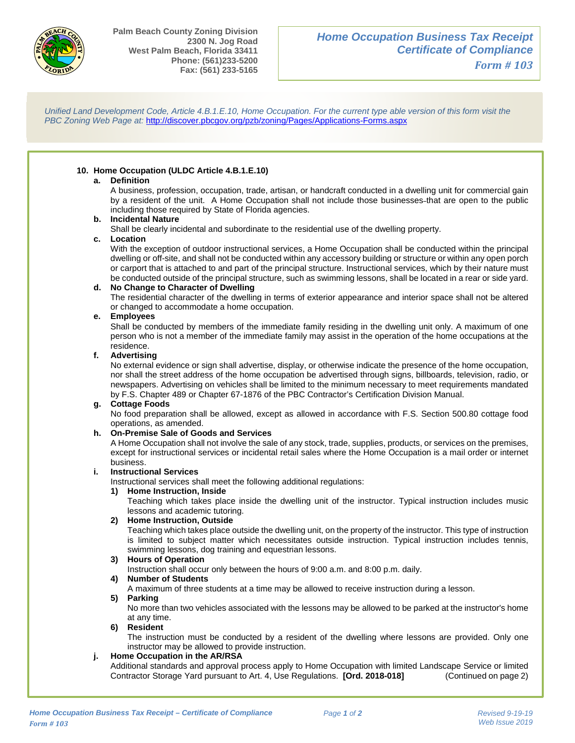Palm Beach County Zoning Division
2300 N. Jog Road
West Palm Beach, Florida 33411
Phone: (561)233-5200
Fax: (561) 233-5165

# *Home Occupation Business Tax Receipt Certificate of Compliance*

***Form # 103***

*Unified Land Development Code, Article 4.B.1.E.10, Home Occupation. For the current type able version of this form visit the PBC Zoning Web Page at:* http://discover.pbcgov.org/pzb/zoning/Pages/Applications-Forms.aspx

**10. Home Occupation (ULDC Article 4.B.1.E.10)**

**a. Definition**

A business, profession, occupation, trade, artisan, or handcraft conducted in a dwelling unit for commercial gain by a resident of the unit. A Home Occupation shall not include those businesses that are open to the public including those required by State of Florida agencies.

**b. Incidental Nature**

Shall be clearly incidental and subordinate to the residential use of the dwelling property.

**c. Location**

With the exception of outdoor instructional services, a Home Occupation shall be conducted within the principal dwelling or off-site, and shall not be conducted within any accessory building or structure or within any open porch or carport that is attached to and part of the principal structure. Instructional services, which by their nature must be conducted outside of the principal structure, such as swimming lessons, shall be located in a rear or side yard.

**d. No Change to Character of Dwelling**

The residential character of the dwelling in terms of exterior appearance and interior space shall not be altered or changed to accommodate a home occupation.

**e. Employees**

Shall be conducted by members of the immediate family residing in the dwelling unit only. A maximum of one person who is not a member of the immediate family may assist in the operation of the home occupations at the residence.

**f. Advertising**

No external evidence or sign shall advertise, display, or otherwise indicate the presence of the home occupation, nor shall the street address of the home occupation be advertised through signs, billboards, television, radio, or newspapers. Advertising on vehicles shall be limited to the minimum necessary to meet requirements mandated by F.S. Chapter 489 or Chapter 67-1876 of the PBC Contractor's Certification Division Manual.

**g. Cottage Foods**

No food preparation shall be allowed, except as allowed in accordance with F.S. Section 500.80 cottage food operations, as amended.

**h. On-Premise Sale of Goods and Services**

A Home Occupation shall not involve the sale of any stock, trade, supplies, products, or services on the premises, except for instructional services or incidental retail sales where the Home Occupation is a mail order or internet business.

**i. Instructional Services**

Instructional services shall meet the following additional regulations:

**1) Home Instruction, Inside**

Teaching which takes place inside the dwelling unit of the instructor. Typical instruction includes music lessons and academic tutoring.

**2) Home Instruction, Outside**

Teaching which takes place outside the dwelling unit, on the property of the instructor. This type of instruction is limited to subject matter which necessitates outside instruction. Typical instruction includes tennis, swimming lessons, dog training and equestrian lessons.

**3) Hours of Operation**

Instruction shall occur only between the hours of 9:00 a.m. and 8:00 p.m. daily.

**4) Number of Students**

A maximum of three students at a time may be allowed to receive instruction during a lesson.

**5) Parking**

No more than two vehicles associated with the lessons may be allowed to be parked at the instructor's home at any time.

**6) Resident**

The instruction must be conducted by a resident of the dwelling where lessons are provided. Only one instructor may be allowed to provide instruction.

**j. Home Occupation in the AR/RSA**

Additional standards and approval process apply to Home Occupation with limited Landscape Service or limited Contractor Storage Yard pursuant to Art. 4, Use Regulations. **[Ord. 2018-018]** (Continued on page 2)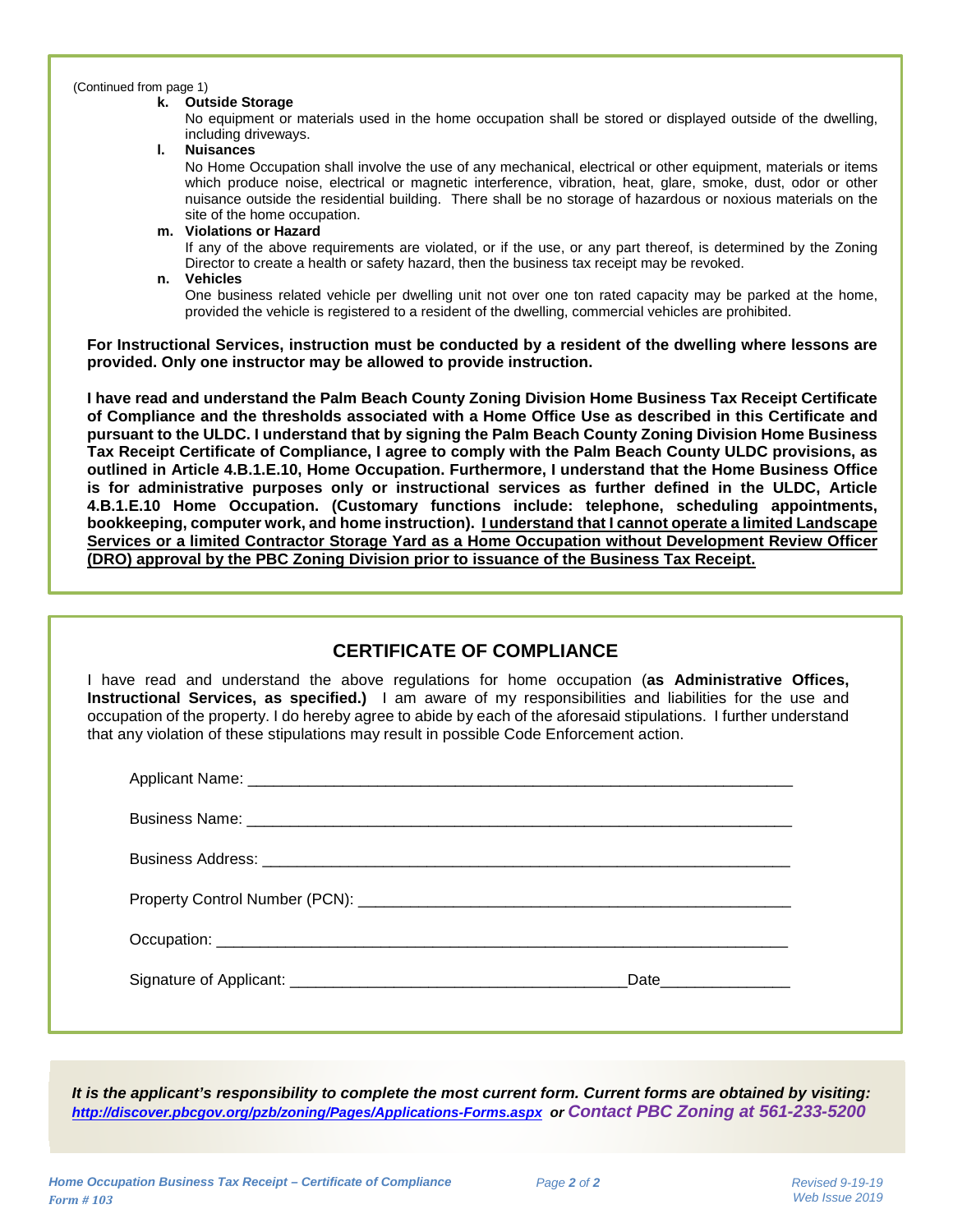(Continued from page 1)

**k. Outside Storage**

No equipment or materials used in the home occupation shall be stored or displayed outside of the dwelling, including driveways.

**l. Nuisances**

No Home Occupation shall involve the use of any mechanical, electrical or other equipment, materials or items which produce noise, electrical or magnetic interference, vibration, heat, glare, smoke, dust, odor or other nuisance outside the residential building. There shall be no storage of hazardous or noxious materials on the site of the home occupation.

**m. Violations or Hazard**

If any of the above requirements are violated, or if the use, or any part thereof, is determined by the Zoning Director to create a health or safety hazard, then the business tax receipt may be revoked.

**n. Vehicles**

One business related vehicle per dwelling unit not over one ton rated capacity may be parked at the home, provided the vehicle is registered to a resident of the dwelling, commercial vehicles are prohibited.

**For Instructional Services, instruction must be conducted by a resident of the dwelling where lessons are provided. Only one instructor may be allowed to provide instruction.**

**I have read and understand the Palm Beach County Zoning Division Home Business Tax Receipt Certificate of Compliance and the thresholds associated with a Home Office Use as described in this Certificate and pursuant to the ULDC. I understand that by signing the Palm Beach County Zoning Division Home Business Tax Receipt Certificate of Compliance, I agree to comply with the Palm Beach County ULDC provisions, as outlined in Article 4.B.1.E.10, Home Occupation. Furthermore, I understand that the Home Business Office is for administrative purposes only or instructional services as further defined in the ULDC, Article 4.B.1.E.10 Home Occupation. (Customary functions include: telephone, scheduling appointments, bookkeeping, computer work, and home instruction). <u>I understand that I cannot operate a limited Landscape Services or a limited Contractor Storage Yard as a Home Occupation without Development Review Officer (DRO) approval by the PBC Zoning Division prior to issuance of the Business Tax Receipt.</u>**

## CERTIFICATE OF COMPLIANCE

I have read and understand the above regulations for home occupation (**as Administrative Offices, Instructional Services, as specified.)** I am aware of my responsibilities and liabilities for the use and occupation of the property. I do hereby agree to abide by each of the aforesaid stipulations. I further understand that any violation of these stipulations may result in possible Code Enforcement action.

Applicant Name: ______________________________________________

Business Name: ______________________________________________

Business Address: ______________________________________________

Property Control Number (PCN): ______________________________________

Occupation: ______________________________________________

Signature of Applicant: ______________________________ Date______________

***It is the applicant's responsibility to complete the most current form. Current forms are obtained by visiting: http://discover.pbcgov.org/pzb/zoning/Pages/Applications-Forms.aspx or Contact PBC Zoning at 561-233-5200***

*Home Occupation Business Tax Receipt – Certificate of Compliance*
*Form # 103*

*Revised 9-19-19*
*Web Issue 2019*